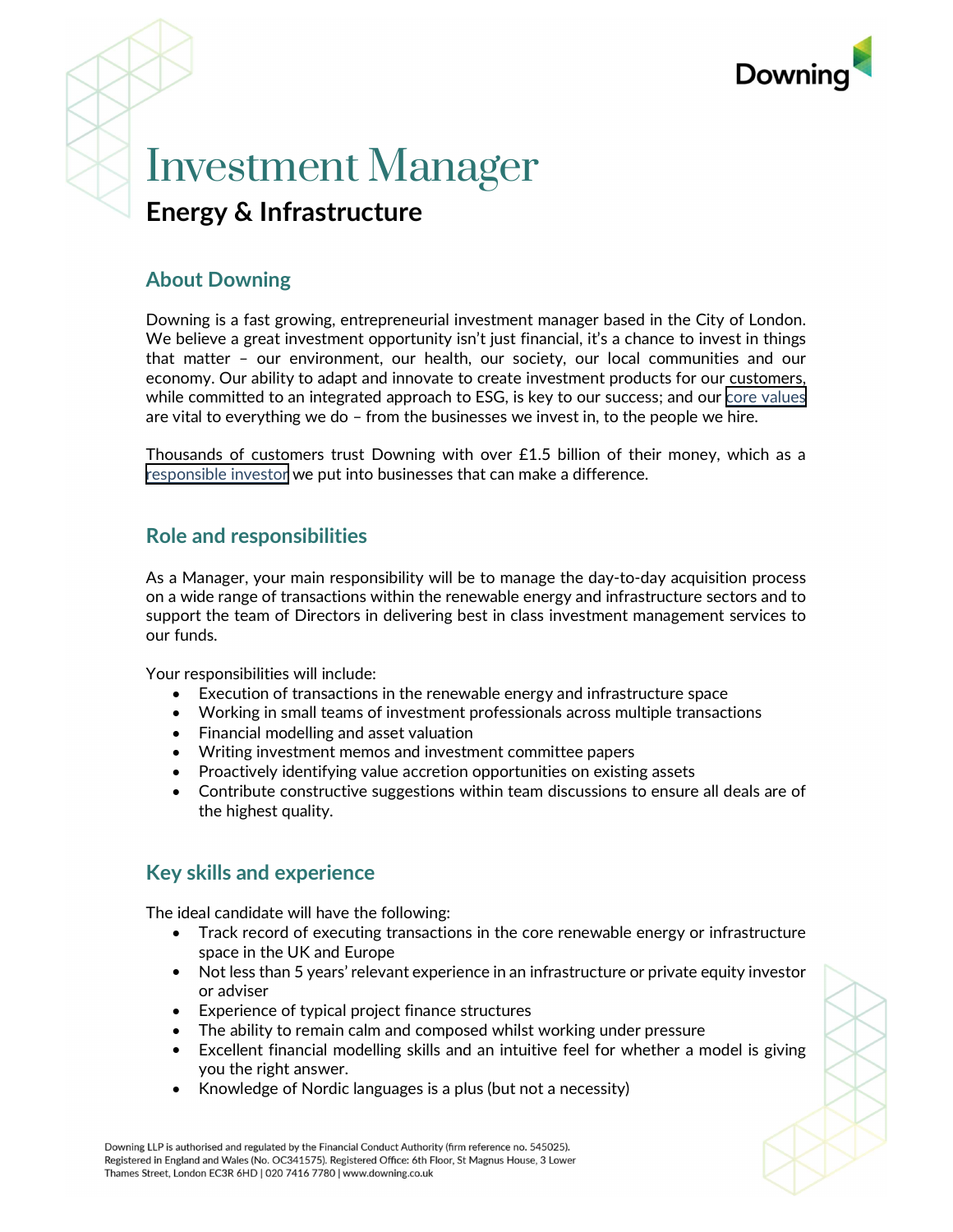# Investment Manager

## Energy & Infrastructure

### About Downing

Downing is a fast growing, entrepreneurial investment manager based in the City of London. We believe a great investment opportunity isn't just financial, it's a chance to invest in things that matter – our environment, our health, our society, our local communities and our economy. Our ability to adapt and innovate to create investment products for our customers, while committed to an integrated approach to ESG, is key to our success; and our core values are vital to everything we do – from the businesses we invest in, to the people we hire.

Thousands of customers trust Downing with over £1.5 billion of their money, which as a responsible investor we put into businesses that can make a difference.

### Role and responsibilities

As a Manager, your main responsibility will be to manage the day-to-day acquisition process on a wide range of transactions within the renewable energy and infrastructure sectors and to support the team of Directors in delivering best in class investment management services to our funds.

Your responsibilities will include:

- Execution of transactions in the renewable energy and infrastructure space
- Working in small teams of investment professionals across multiple transactions
- Financial modelling and asset valuation
- Writing investment memos and investment committee papers
- Proactively identifying value accretion opportunities on existing assets
- Contribute constructive suggestions within team discussions to ensure all deals are of the highest quality.

### Key skills and experience

The ideal candidate will have the following:

- Track record of executing transactions in the core renewable energy or infrastructure space in the UK and Europe
- Not less than 5 years' relevant experience in an infrastructure or private equity investor or adviser
- Experience of typical project finance structures
- The ability to remain calm and composed whilst working under pressure
- Excellent financial modelling skills and an intuitive feel for whether a model is giving you the right answer.
- Knowledge of Nordic languages is a plus (but not a necessity)

Downing LLP is authorised and regulated by the Financial Conduct Authority (firm reference no. 545025). Registered in England and Wales (No. OC341575). Registered Office: 6th Floor, St Magnus House, 3 Lower Thames Street, London EC3R 6HD | 020 7416 7780 | www.downing.co.uk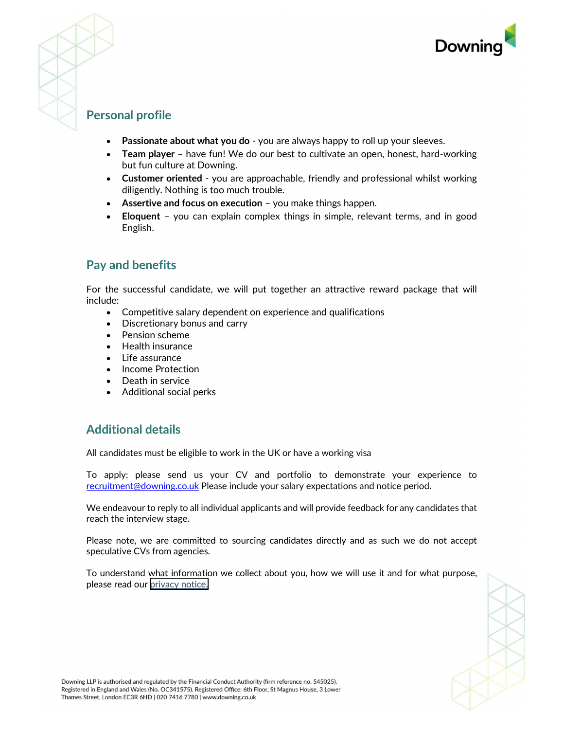## Personal profile

- **Passionate about what you do** - you are always happy to roll up your sleeves.
- **Team player** – have fun! We do our best to cultivate an open, honest, hard-working but fun culture at Downing.
- **Customer oriented** - you are approachable, friendly and professional whilst working diligently. Nothing is too much trouble.
- **Assertive and focus on execution** – you make things happen.
- **Eloquent** – you can explain complex things in simple, relevant terms, and in good English.

## Pay and benefits

For the successful candidate, we will put together an attractive reward package that will include:

- Competitive salary dependent on experience and qualifications
- Discretionary bonus and carry
- Pension scheme
- Health insurance
- Life assurance
- Income Protection
- Death in service
- Additional social perks

## Additional details

All candidates must be eligible to work in the UK or have a working visa

To apply: please send us your CV and portfolio to demonstrate your experience to recruitment@downing.co.uk Please include your salary expectations and notice period.

We endeavour to reply to all individual applicants and will provide feedback for any candidates that reach the interview stage.

Please note, we are committed to sourcing candidates directly and as such we do not accept speculative CVs from agencies.

To understand what information we collect about you, how we will use it and for what purpose, please read our privacy notice.

Downing LLP is authorised and regulated by the Financial Conduct Authority (firm reference no. 545025).
Registered in England and Wales (No. OC341575). Registered Office: 6th Floor, St Magnus House, 3 Lower Thames Street, London EC3R 6HD | 020 7416 7780 | www.downing.co.uk